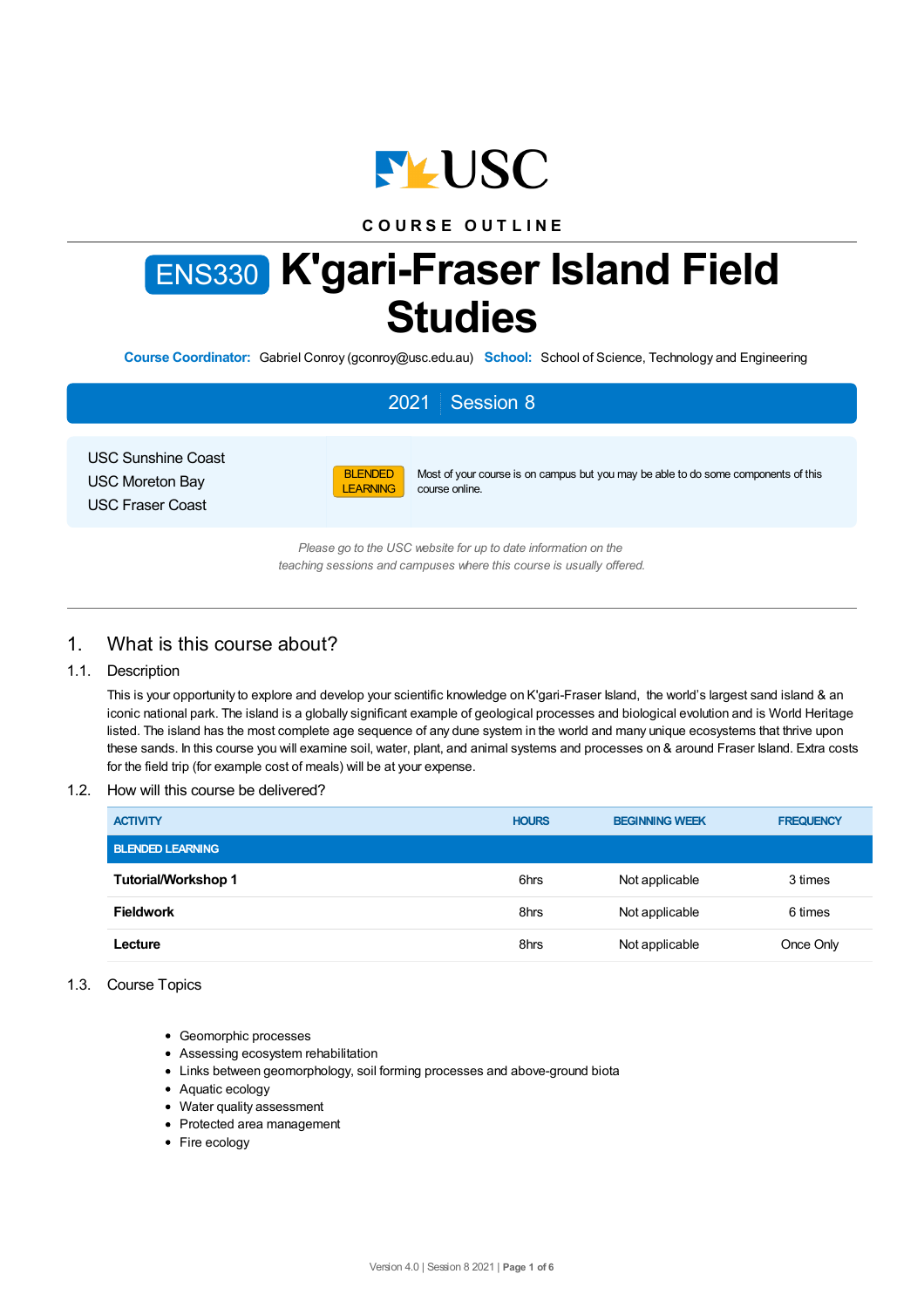COURSE OUTLINE

# ENS330 K'gari-Fraser Island Field Studies

**Course Coordinator:** Gabriel Conroy (gconroy@usc.edu.au) **School:** School of Science, Technology and Engineering

**2021 | Session 8**

USC Sunshine Coast
USC Moreton Bay
USC Fraser Coast

BLENDED LEARNING — Most of your course is on campus but you may be able to do some components of this course online.

*Please go to the USC website for up to date information on the teaching sessions and campuses where this course is usually offered.*

## 1. What is this course about?

### 1.1. Description

This is your opportunity to explore and develop your scientific knowledge on K'gari-Fraser Island, the world's largest sand island & an iconic national park. The island is a globally significant example of geological processes and biological evolution and is World Heritage listed. The island has the most complete age sequence of any dune system in the world and many unique ecosystems that thrive upon these sands. In this course you will examine soil, water, plant, and animal systems and processes on & around Fraser Island. Extra costs for the field trip (for example cost of meals) will be at your expense.

### 1.2. How will this course be delivered?

| ACTIVITY | HOURS | BEGINNING WEEK | FREQUENCY |
|---|---|---|---|
| **BLENDED LEARNING** | | | |
| **Tutorial/Workshop 1** | 6hrs | Not applicable | 3 times |
| **Fieldwork** | 8hrs | Not applicable | 6 times |
| **Lecture** | 8hrs | Not applicable | Once Only |

### 1.3. Course Topics

- Geomorphic processes
- Assessing ecosystem rehabilitation
- Links between geomorphology, soil forming processes and above-ground biota
- Aquatic ecology
- Water quality assessment
- Protected area management
- Fire ecology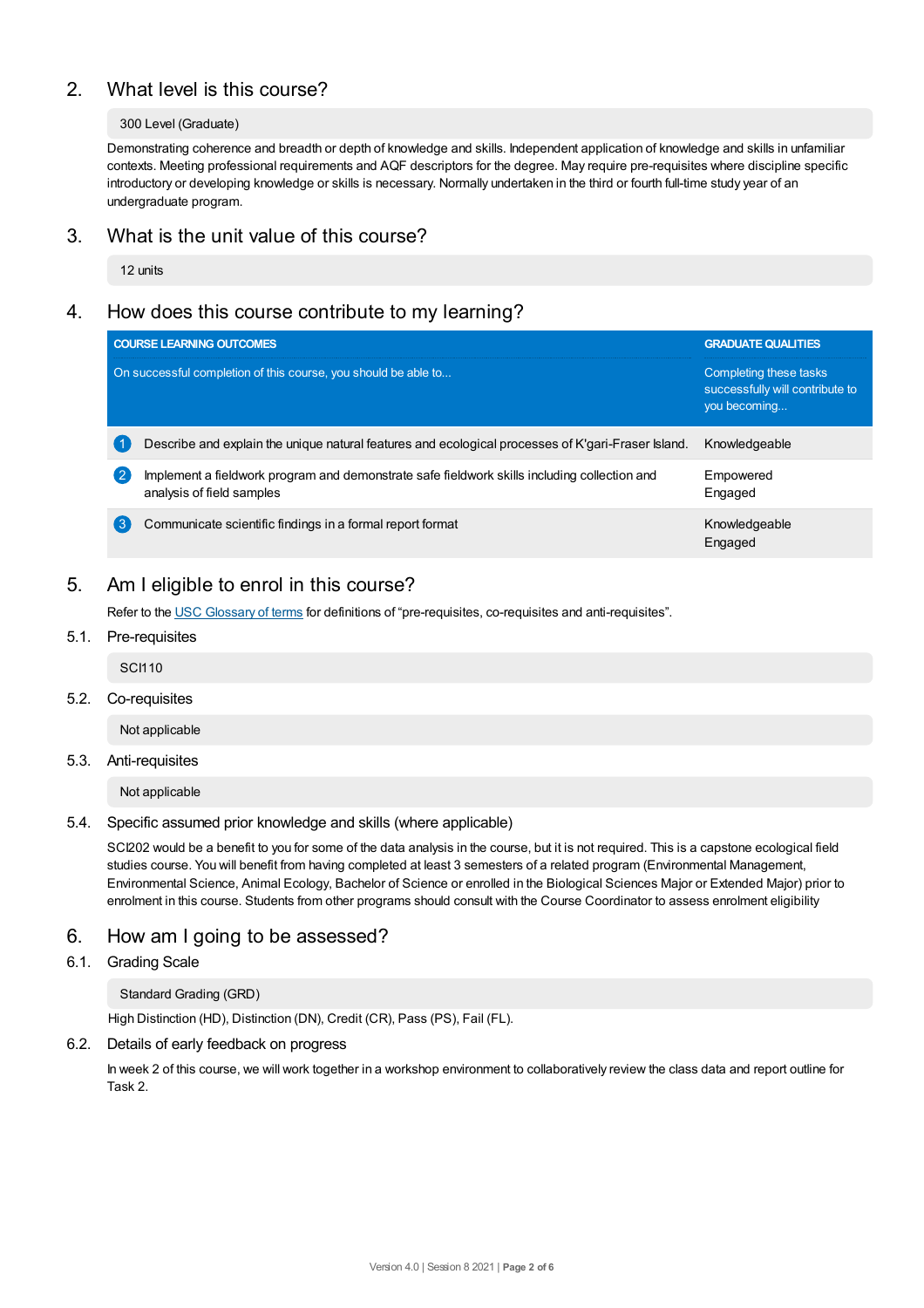## 2. What level is this course?

300 Level (Graduate)

Demonstrating coherence and breadth or depth of knowledge and skills. Independent application of knowledge and skills in unfamiliar contexts. Meeting professional requirements and AQF descriptors for the degree. May require pre-requisites where discipline specific introductory or developing knowledge or skills is necessary. Normally undertaken in the third or fourth full-time study year of an undergraduate program.

## 3. What is the unit value of this course?

12 units

## 4. How does this course contribute to my learning?

| COURSE LEARNING OUTCOMES<br>On successful completion of this course, you should be able to... | GRADUATE QUALITIES<br>Completing these tasks successfully will contribute to you becoming... |
|---|---|
| 1 Describe and explain the unique natural features and ecological processes of K'gari-Fraser Island. | Knowledgeable |
| 2 Implement a fieldwork program and demonstrate safe fieldwork skills including collection and analysis of field samples | Empowered<br>Engaged |
| 3 Communicate scientific findings in a formal report format | Knowledgeable<br>Engaged |

## 5. Am I eligible to enrol in this course?

Refer to the USC Glossary of terms for definitions of "pre-requisites, co-requisites and anti-requisites".

### 5.1. Pre-requisites

SCI110

### 5.2. Co-requisites

Not applicable

### 5.3. Anti-requisites

Not applicable

### 5.4. Specific assumed prior knowledge and skills (where applicable)

SCI202 would be a benefit to you for some of the data analysis in the course, but it is not required. This is a capstone ecological field studies course. You will benefit from having completed at least 3 semesters of a related program (Environmental Management, Environmental Science, Animal Ecology, Bachelor of Science or enrolled in the Biological Sciences Major or Extended Major) prior to enrolment in this course. Students from other programs should consult with the Course Coordinator to assess enrolment eligibility

## 6. How am I going to be assessed?

### 6.1. Grading Scale

Standard Grading (GRD)

High Distinction (HD), Distinction (DN), Credit (CR), Pass (PS), Fail (FL).

### 6.2. Details of early feedback on progress

In week 2 of this course, we will work together in a workshop environment to collaboratively review the class data and report outline for Task 2.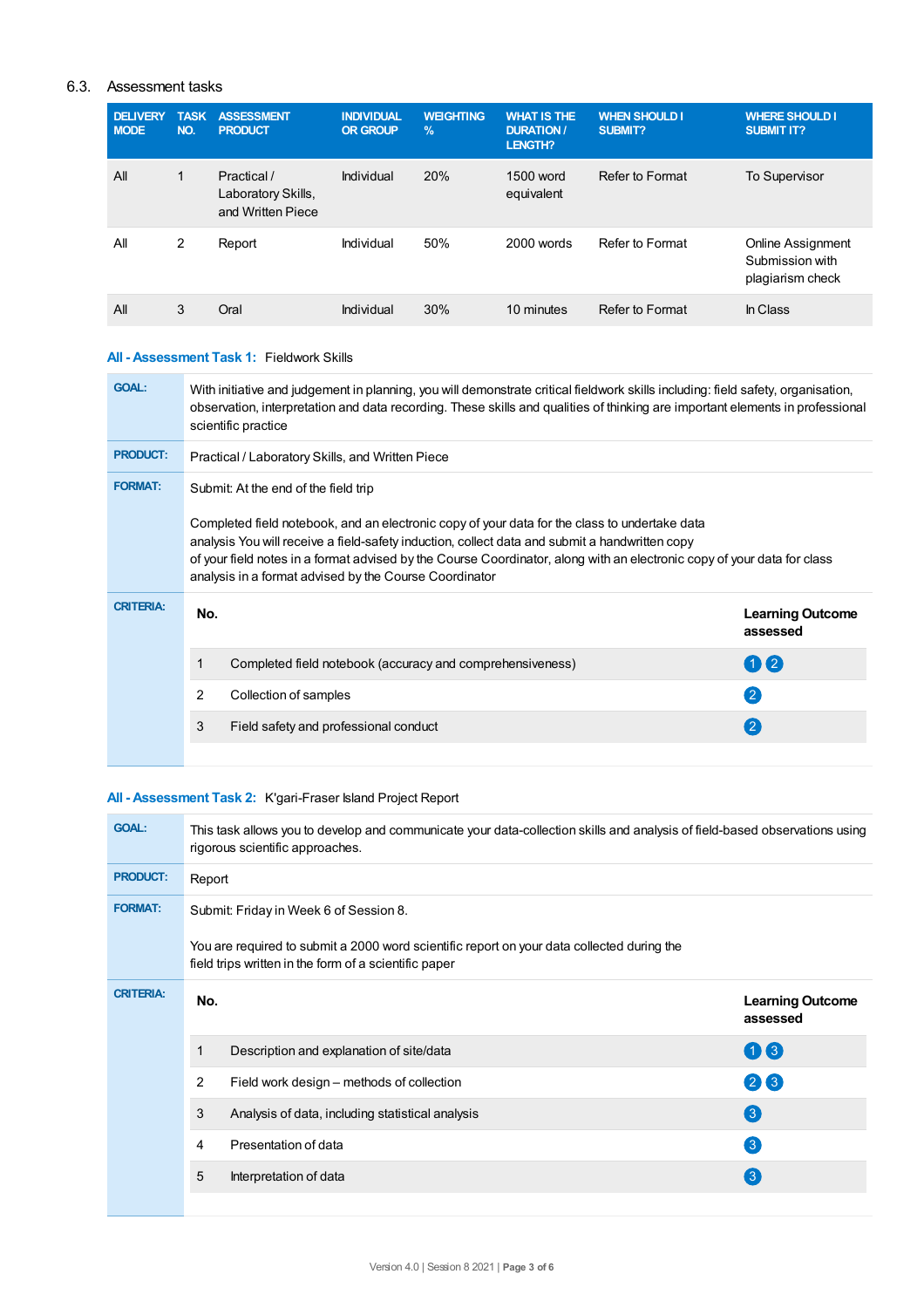## 6.3. Assessment tasks

| DELIVERY MODE | TASK NO. | ASSESSMENT PRODUCT | INDIVIDUAL OR GROUP | WEIGHTING % | WHAT IS THE DURATION / LENGTH? | WHEN SHOULD I SUBMIT? | WHERE SHOULD I SUBMIT IT? |
|---|---|---|---|---|---|---|---|
| All | 1 | Practical / Laboratory Skills, and Written Piece | Individual | 20% | 1500 word equivalent | Refer to Format | To Supervisor |
| All | 2 | Report | Individual | 50% | 2000 words | Refer to Format | Online Assignment Submission with plagiarism check |
| All | 3 | Oral | Individual | 30% | 10 minutes | Refer to Format | In Class |

### All - Assessment Task 1: Fieldwork Skills

**GOAL:** With initiative and judgement in planning, you will demonstrate critical fieldwork skills including: field safety, organisation, observation, interpretation and data recording. These skills and qualities of thinking are important elements in professional scientific practice

**PRODUCT:** Practical / Laboratory Skills, and Written Piece

**FORMAT:** Submit: At the end of the field trip

Completed field notebook, and an electronic copy of your data for the class to undertake data analysis You will receive a field-safety induction, collect data and submit a handwritten copy of your field notes in a format advised by the Course Coordinator, along with an electronic copy of your data for class analysis in a format advised by the Course Coordinator

**CRITERIA:**

| No. | | Learning Outcome assessed |
|---|---|---|
| 1 | Completed field notebook (accuracy and comprehensiveness) | 1 2 |
| 2 | Collection of samples | 2 |
| 3 | Field safety and professional conduct | 2 |

### All - Assessment Task 2: K'gari-Fraser Island Project Report

**GOAL:** This task allows you to develop and communicate your data-collection skills and analysis of field-based observations using rigorous scientific approaches.

**PRODUCT:** Report

**FORMAT:** Submit: Friday in Week 6 of Session 8.

You are required to submit a 2000 word scientific report on your data collected during the field trips written in the form of a scientific paper

**CRITERIA:**

| No. | | Learning Outcome assessed |
|---|---|---|
| 1 | Description and explanation of site/data | 1 3 |
| 2 | Field work design – methods of collection | 2 3 |
| 3 | Analysis of data, including statistical analysis | 3 |
| 4 | Presentation of data | 3 |
| 5 | Interpretation of data | 3 |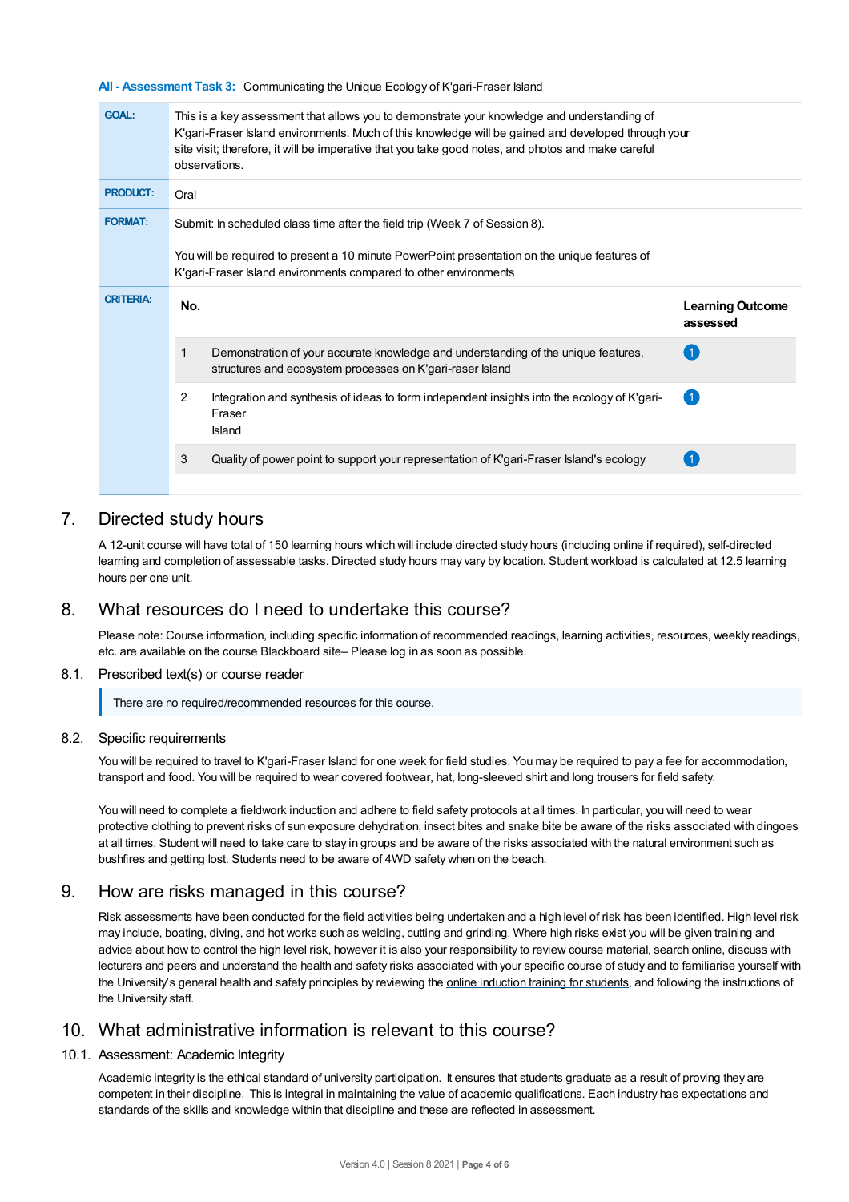**All - Assessment Task 3:** Communicating the Unique Ecology of K'gari-Fraser Island

| | |
|---|---|
| **GOAL:** | This is a key assessment that allows you to demonstrate your knowledge and understanding of K'gari-Fraser Island environments. Much of this knowledge will be gained and developed through your site visit; therefore, it will be imperative that you take good notes, and photos and make careful observations. |
| **PRODUCT:** | Oral |
| **FORMAT:** | Submit: In scheduled class time after the field trip (Week 7 of Session 8).<br><br>You will be required to present a 10 minute PowerPoint presentation on the unique features of K'gari-Fraser Island environments compared to other environments |
| **CRITERIA:** | |

| No. | | Learning Outcome assessed |
|---|---|---|
| 1 | Demonstration of your accurate knowledge and understanding of the unique features, structures and ecosystem processes on K'gari-raser Island | 1 |
| 2 | Integration and synthesis of ideas to form independent insights into the ecology of K'gari-Fraser Island | 1 |
| 3 | Quality of power point to support your representation of K'gari-Fraser Island's ecology | 1 |

## 7. Directed study hours

A 12-unit course will have total of 150 learning hours which will include directed study hours (including online if required), self-directed learning and completion of assessable tasks. Directed study hours may vary by location. Student workload is calculated at 12.5 learning hours per one unit.

## 8. What resources do I need to undertake this course?

Please note: Course information, including specific information of recommended readings, learning activities, resources, weekly readings, etc. are available on the course Blackboard site– Please log in as soon as possible.

### 8.1. Prescribed text(s) or course reader

There are no required/recommended resources for this course.

### 8.2. Specific requirements

You will be required to travel to K'gari-Fraser Island for one week for field studies. You may be required to pay a fee for accommodation, transport and food. You will be required to wear covered footwear, hat, long-sleeved shirt and long trousers for field safety.

You will need to complete a fieldwork induction and adhere to field safety protocols at all times. In particular, you will need to wear protective clothing to prevent risks of sun exposure dehydration, insect bites and snake bite be aware of the risks associated with dingoes at all times. Student will need to take care to stay in groups and be aware of the risks associated with the natural environment such as bushfires and getting lost. Students need to be aware of 4WD safety when on the beach.

## 9. How are risks managed in this course?

Risk assessments have been conducted for the field activities being undertaken and a high level of risk has been identified. High level risk may include, boating, diving, and hot works such as welding, cutting and grinding. Where high risks exist you will be given training and advice about how to control the high level risk, however it is also your responsibility to review course material, search online, discuss with lecturers and peers and understand the health and safety risks associated with your specific course of study and to familiarise yourself with the University's general health and safety principles by reviewing the online induction training for students, and following the instructions of the University staff.

## 10. What administrative information is relevant to this course?

### 10.1. Assessment: Academic Integrity

Academic integrity is the ethical standard of university participation. It ensures that students graduate as a result of proving they are competent in their discipline. This is integral in maintaining the value of academic qualifications. Each industry has expectations and standards of the skills and knowledge within that discipline and these are reflected in assessment.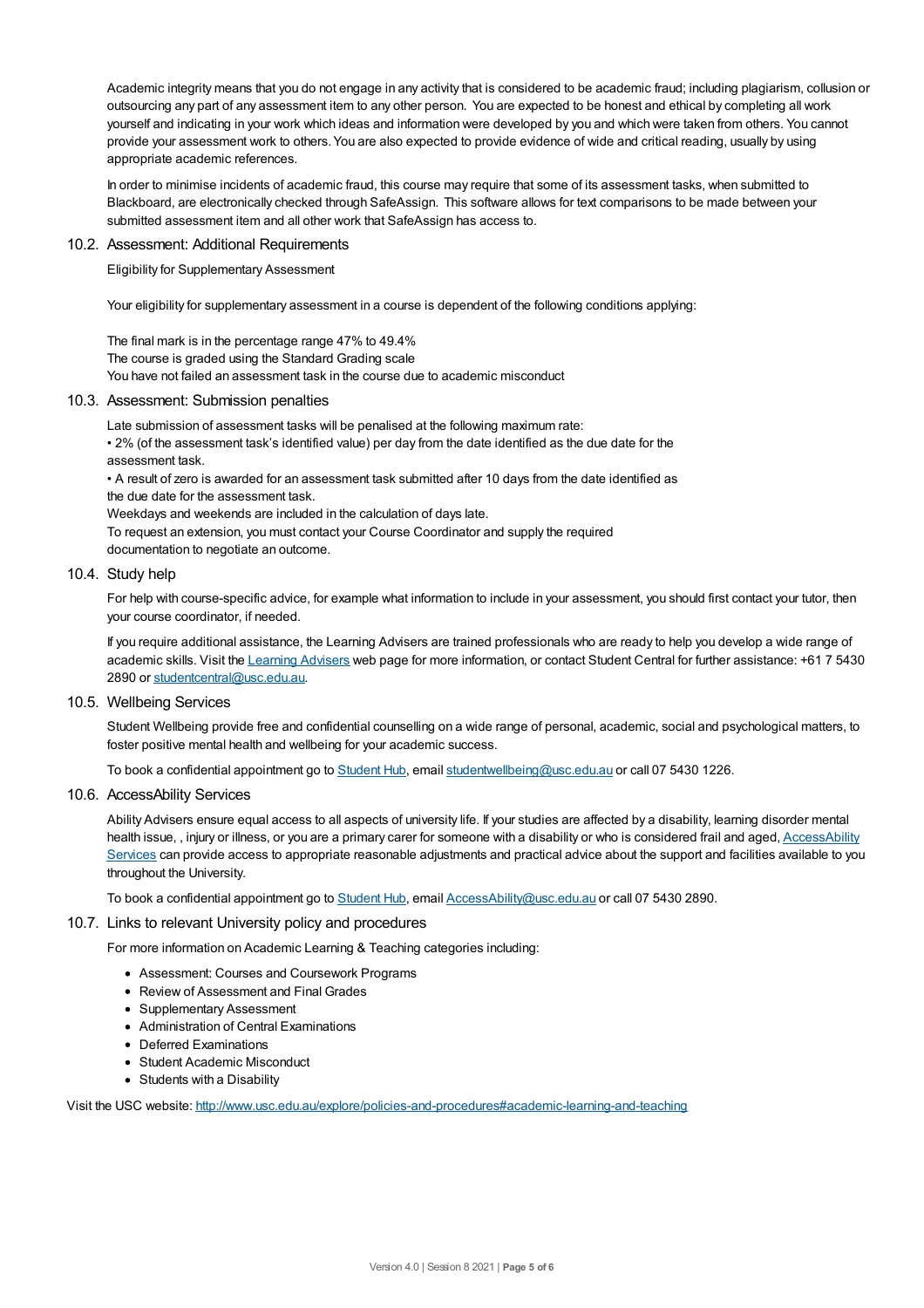Academic integrity means that you do not engage in any activity that is considered to be academic fraud; including plagiarism, collusion or outsourcing any part of any assessment item to any other person. You are expected to be honest and ethical by completing all work yourself and indicating in your work which ideas and information were developed by you and which were taken from others. You cannot provide your assessment work to others. You are also expected to provide evidence of wide and critical reading, usually by using appropriate academic references.

In order to minimise incidents of academic fraud, this course may require that some of its assessment tasks, when submitted to Blackboard, are electronically checked through SafeAssign. This software allows for text comparisons to be made between your submitted assessment item and all other work that SafeAssign has access to.

### 10.2. Assessment: Additional Requirements

Eligibility for Supplementary Assessment

Your eligibility for supplementary assessment in a course is dependent of the following conditions applying:

The final mark is in the percentage range 47% to 49.4%
The course is graded using the Standard Grading scale
You have not failed an assessment task in the course due to academic misconduct

### 10.3. Assessment: Submission penalties

Late submission of assessment tasks will be penalised at the following maximum rate:
• 2% (of the assessment task's identified value) per day from the date identified as the due date for the assessment task.
• A result of zero is awarded for an assessment task submitted after 10 days from the date identified as the due date for the assessment task.
Weekdays and weekends are included in the calculation of days late.
To request an extension, you must contact your Course Coordinator and supply the required documentation to negotiate an outcome.

### 10.4. Study help

For help with course-specific advice, for example what information to include in your assessment, you should first contact your tutor, then your course coordinator, if needed.

If you require additional assistance, the Learning Advisers are trained professionals who are ready to help you develop a wide range of academic skills. Visit the Learning Advisers web page for more information, or contact Student Central for further assistance: +61 7 5430 2890 or studentcentral@usc.edu.au.

### 10.5. Wellbeing Services

Student Wellbeing provide free and confidential counselling on a wide range of personal, academic, social and psychological matters, to foster positive mental health and wellbeing for your academic success.

To book a confidential appointment go to Student Hub, email studentwellbeing@usc.edu.au or call 07 5430 1226.

### 10.6. AccessAbility Services

Ability Advisers ensure equal access to all aspects of university life. If your studies are affected by a disability, learning disorder mental health issue, , injury or illness, or you are a primary carer for someone with a disability or who is considered frail and aged, AccessAbility Services can provide access to appropriate reasonable adjustments and practical advice about the support and facilities available to you throughout the University.

To book a confidential appointment go to Student Hub, email AccessAbility@usc.edu.au or call 07 5430 2890.

### 10.7. Links to relevant University policy and procedures

For more information on Academic Learning & Teaching categories including:

- Assessment: Courses and Coursework Programs
- Review of Assessment and Final Grades
- Supplementary Assessment
- Administration of Central Examinations
- Deferred Examinations
- Student Academic Misconduct
- Students with a Disability

Visit the USC website: http://www.usc.edu.au/explore/policies-and-procedures#academic-learning-and-teaching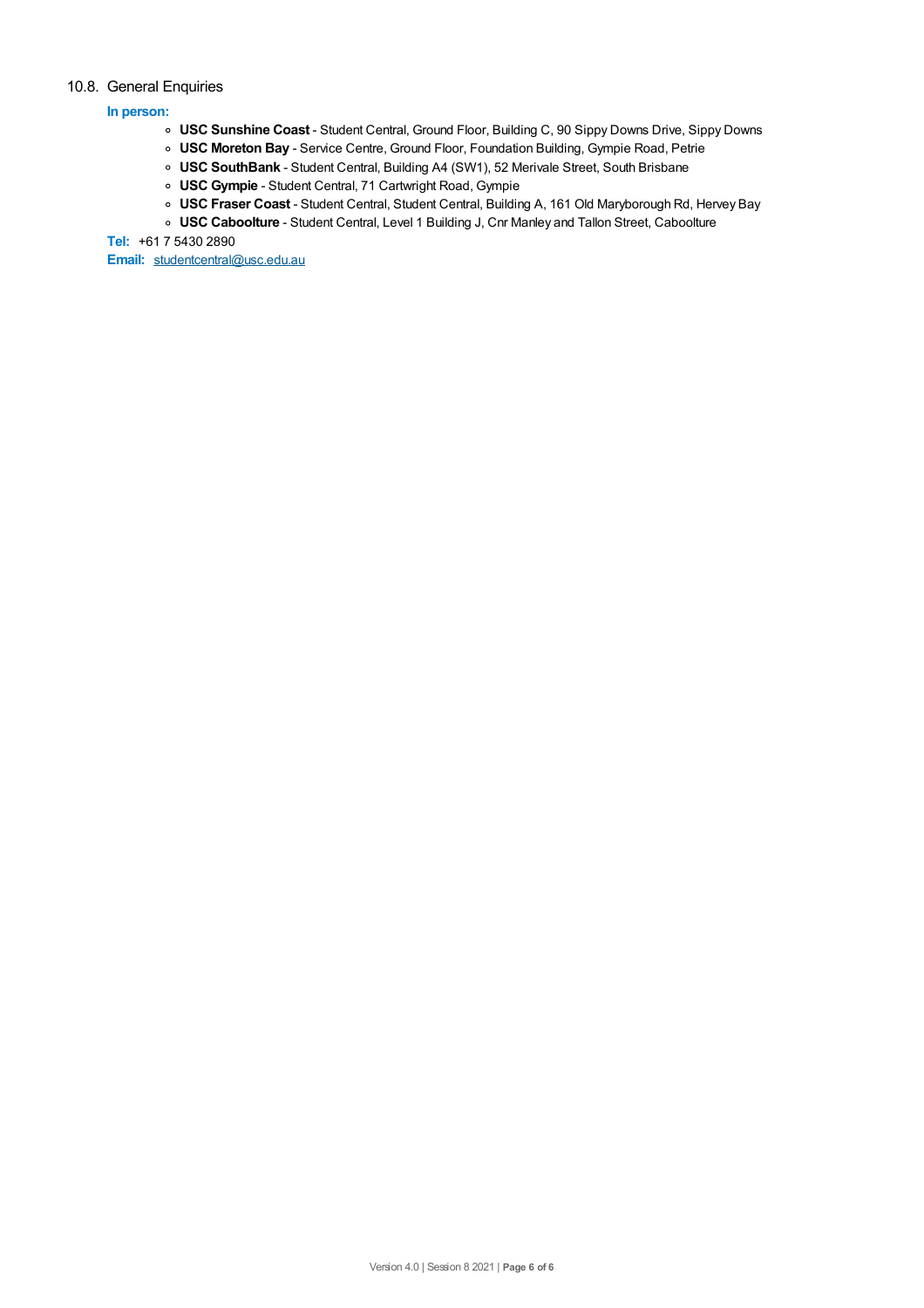### 10.8. General Enquiries

**In person:**

- **USC Sunshine Coast** - Student Central, Ground Floor, Building C, 90 Sippy Downs Drive, Sippy Downs
- **USC Moreton Bay** - Service Centre, Ground Floor, Foundation Building, Gympie Road, Petrie
- **USC SouthBank** - Student Central, Building A4 (SW1), 52 Merivale Street, South Brisbane
- **USC Gympie** - Student Central, 71 Cartwright Road, Gympie
- **USC Fraser Coast** - Student Central, Student Central, Building A, 161 Old Maryborough Rd, Hervey Bay
- **USC Caboolture** - Student Central, Level 1 Building J, Cnr Manley and Tallon Street, Caboolture

**Tel:** +61 7 5430 2890

**Email:** studentcentral@usc.edu.au